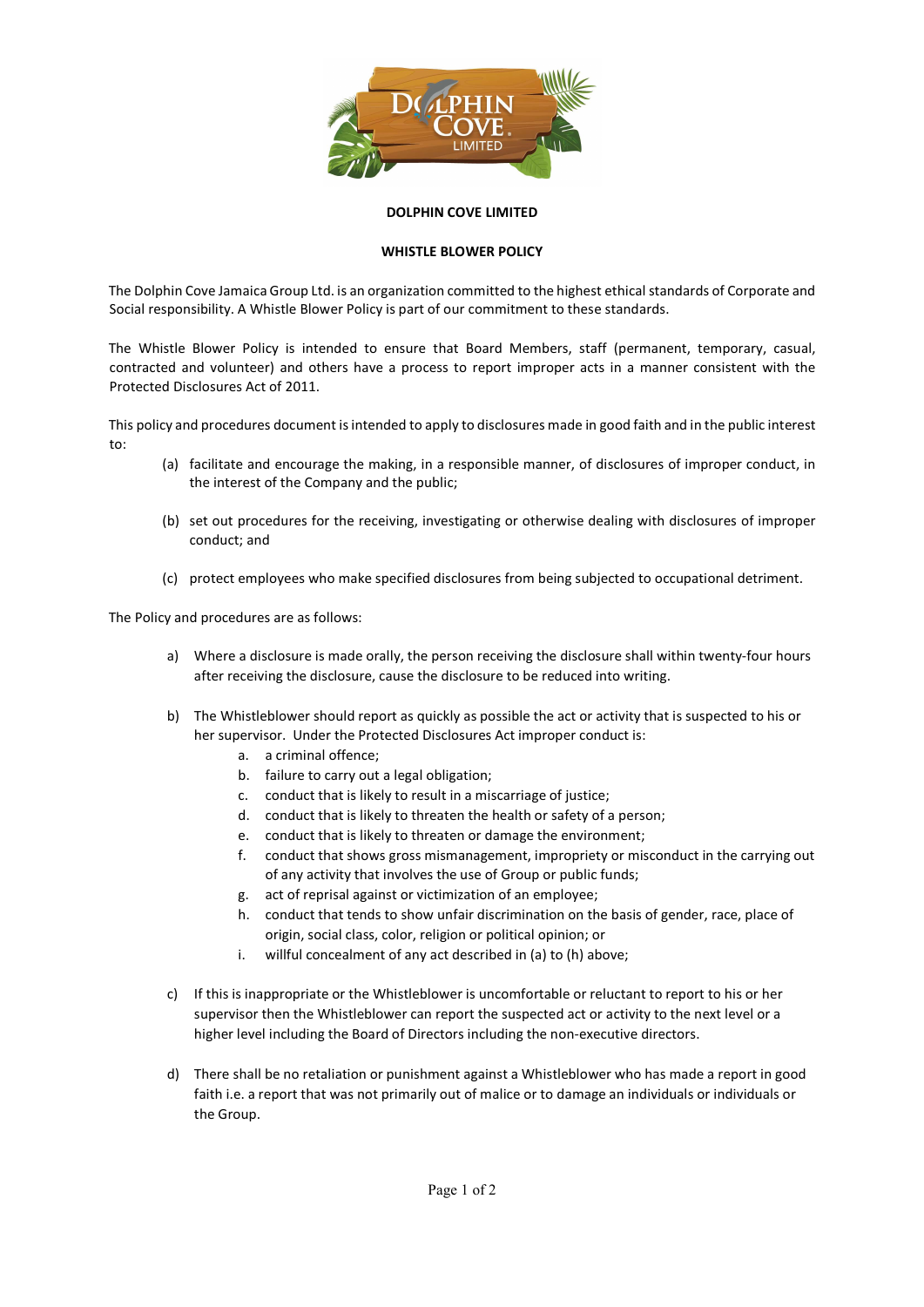**DOLPHIN COVE LIMITED**

**WHISTLE BLOWER POLICY**

The Dolphin Cove Jamaica Group Ltd. is an organization committed to the highest ethical standards of Corporate and Social responsibility. A Whistle Blower Policy is part of our commitment to these standards.

The Whistle Blower Policy is intended to ensure that Board Members, staff (permanent, temporary, casual, contracted and volunteer) and others have a process to report improper acts in a manner consistent with the Protected Disclosures Act of 2011.

This policy and procedures document is intended to apply to disclosures made in good faith and in the public interest to:

(a) facilitate and encourage the making, in a responsible manner, of disclosures of improper conduct, in the interest of the Company and the public;

(b) set out procedures for the receiving, investigating or otherwise dealing with disclosures of improper conduct; and

(c) protect employees who make specified disclosures from being subjected to occupational detriment.

The Policy and procedures are as follows:

a) Where a disclosure is made orally, the person receiving the disclosure shall within twenty-four hours after receiving the disclosure, cause the disclosure to be reduced into writing.

b) The Whistleblower should report as quickly as possible the act or activity that is suspected to his or her supervisor. Under the Protected Disclosures Act improper conduct is:
   a. a criminal offence;
   b. failure to carry out a legal obligation;
   c. conduct that is likely to result in a miscarriage of justice;
   d. conduct that is likely to threaten the health or safety of a person;
   e. conduct that is likely to threaten or damage the environment;
   f. conduct that shows gross mismanagement, impropriety or misconduct in the carrying out of any activity that involves the use of Group or public funds;
   g. act of reprisal against or victimization of an employee;
   h. conduct that tends to show unfair discrimination on the basis of gender, race, place of origin, social class, color, religion or political opinion; or
   i. willful concealment of any act described in (a) to (h) above;

c) If this is inappropriate or the Whistleblower is uncomfortable or reluctant to report to his or her supervisor then the Whistleblower can report the suspected act or activity to the next level or a higher level including the Board of Directors including the non-executive directors.

d) There shall be no retaliation or punishment against a Whistleblower who has made a report in good faith i.e. a report that was not primarily out of malice or to damage an individuals or individuals or the Group.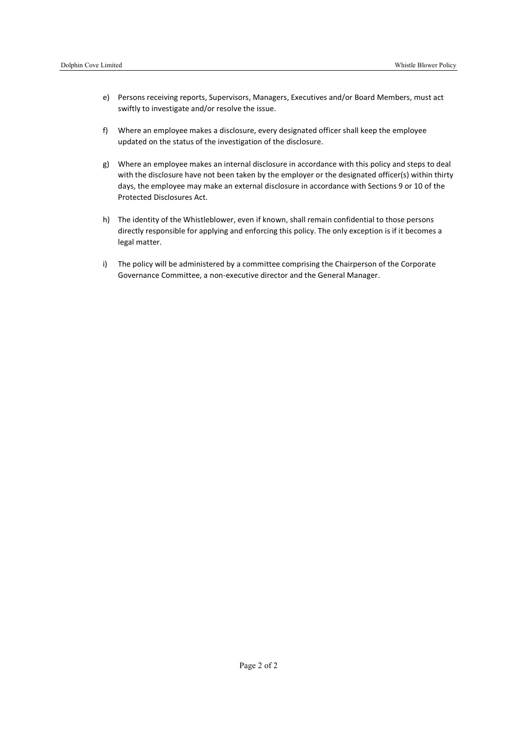e) Persons receiving reports, Supervisors, Managers, Executives and/or Board Members, must act swiftly to investigate and/or resolve the issue.

f) Where an employee makes a disclosure, every designated officer shall keep the employee updated on the status of the investigation of the disclosure.

g) Where an employee makes an internal disclosure in accordance with this policy and steps to deal with the disclosure have not been taken by the employer or the designated officer(s) within thirty days, the employee may make an external disclosure in accordance with Sections 9 or 10 of the Protected Disclosures Act.

h) The identity of the Whistleblower, even if known, shall remain confidential to those persons directly responsible for applying and enforcing this policy. The only exception is if it becomes a legal matter.

i) The policy will be administered by a committee comprising the Chairperson of the Corporate Governance Committee, a non-executive director and the General Manager.